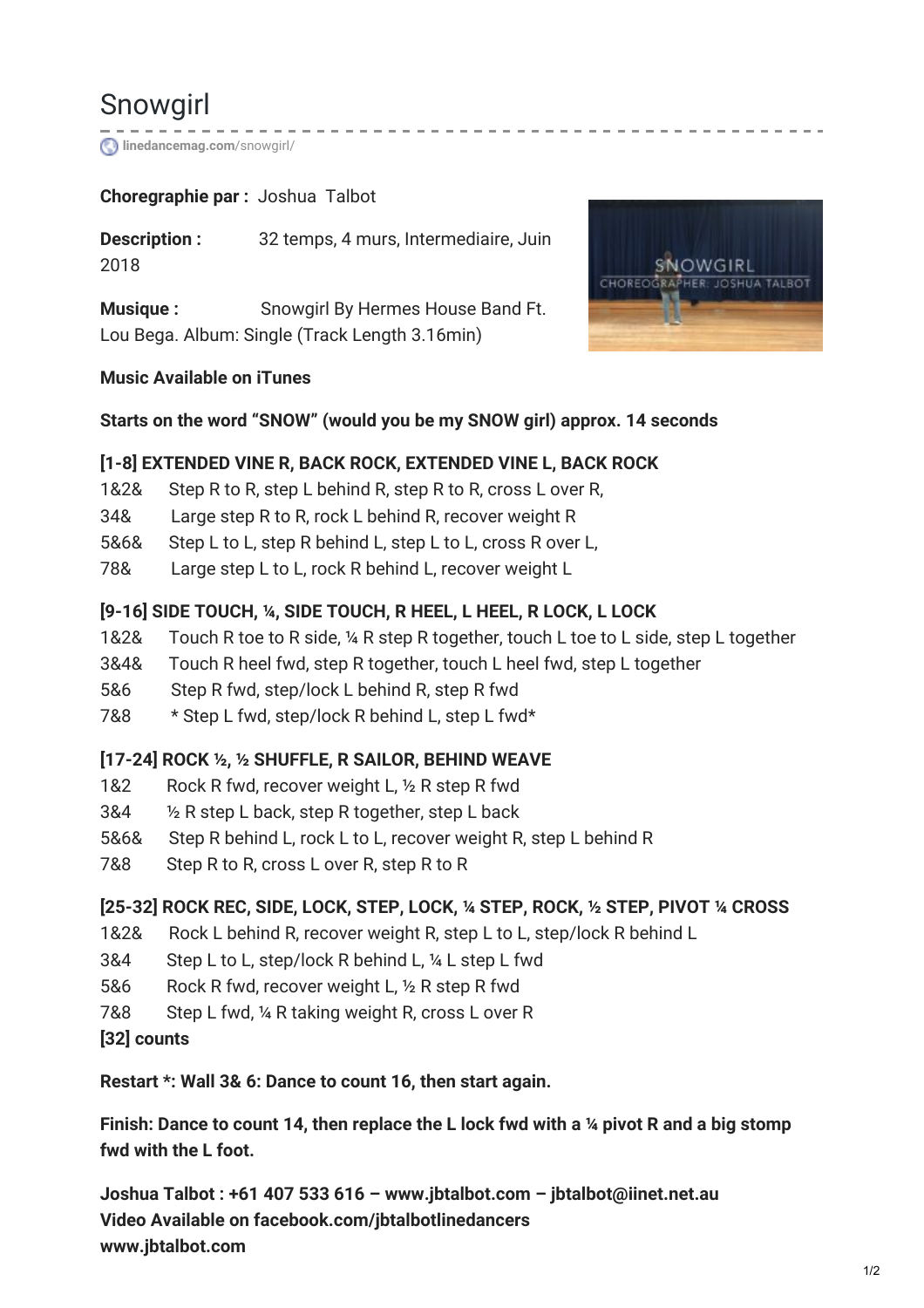# Snowgirl

linedancemag.com/snowgirl/

**Choregraphie par :** Joshua Talbot

**Description :** 32 temps, 4 murs, Intermediaire, Juin 2018

**Musique :** Snowgirl By Hermes House Band Ft. Lou Bega. Album: Single (Track Length 3.16min)

**Music Available on iTunes**

**Starts on the word "SNOW" (would you be my SNOW girl) approx. 14 seconds**

**[1-8] EXTENDED VINE R, BACK ROCK, EXTENDED VINE L, BACK ROCK**

1&2& Step R to R, step L behind R, step R to R, cross L over R,
34& Large step R to R, rock L behind R, recover weight R
5&6& Step L to L, step R behind L, step L to L, cross R over L,
78& Large step L to L, rock R behind L, recover weight L

**[9-16] SIDE TOUCH, ¼, SIDE TOUCH, R HEEL, L HEEL, R LOCK, L LOCK**

1&2& Touch R toe to R side, ¼ R step R together, touch L toe to L side, step L together
3&4& Touch R heel fwd, step R together, touch L heel fwd, step L together
5&6 Step R fwd, step/lock L behind R, step R fwd
7&8 * Step L fwd, step/lock R behind L, step L fwd*

**[17-24] ROCK ½, ½ SHUFFLE, R SAILOR, BEHIND WEAVE**

1&2 Rock R fwd, recover weight L, ½ R step R fwd
3&4 ½ R step L back, step R together, step L back
5&6& Step R behind L, rock L to L, recover weight R, step L behind R
7&8 Step R to R, cross L over R, step R to R

**[25-32] ROCK REC, SIDE, LOCK, STEP, LOCK, ¼ STEP, ROCK, ½ STEP, PIVOT ¼ CROSS**

1&2& Rock L behind R, recover weight R, step L to L, step/lock R behind L
3&4 Step L to L, step/lock R behind L, ¼ L step L fwd
5&6 Rock R fwd, recover weight L, ½ R step R fwd
7&8 Step L fwd, ¼ R taking weight R, cross L over R

**[32] counts**

**Restart *: Wall 3& 6: Dance to count 16, then start again.**

**Finish: Dance to count 14, then replace the L lock fwd with a ¼ pivot R and a big stomp fwd with the L foot.**

**Joshua Talbot : +61 407 533 616 – www.jbtalbot.com – jbtalbot@iinet.net.au**
**Video Available on facebook.com/jbtalbotlinedancers**
**www.jbtalbot.com**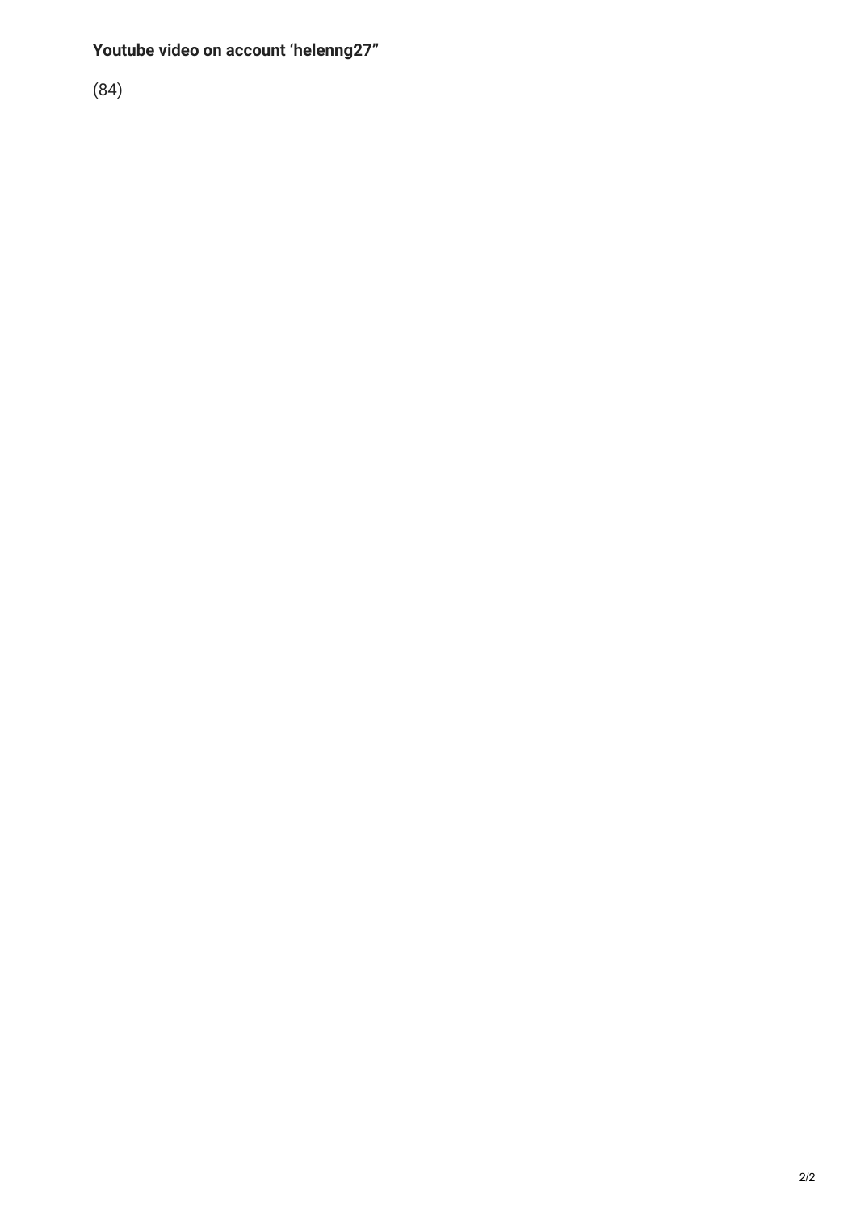**Youtube video on account 'helenng27"**

(84)